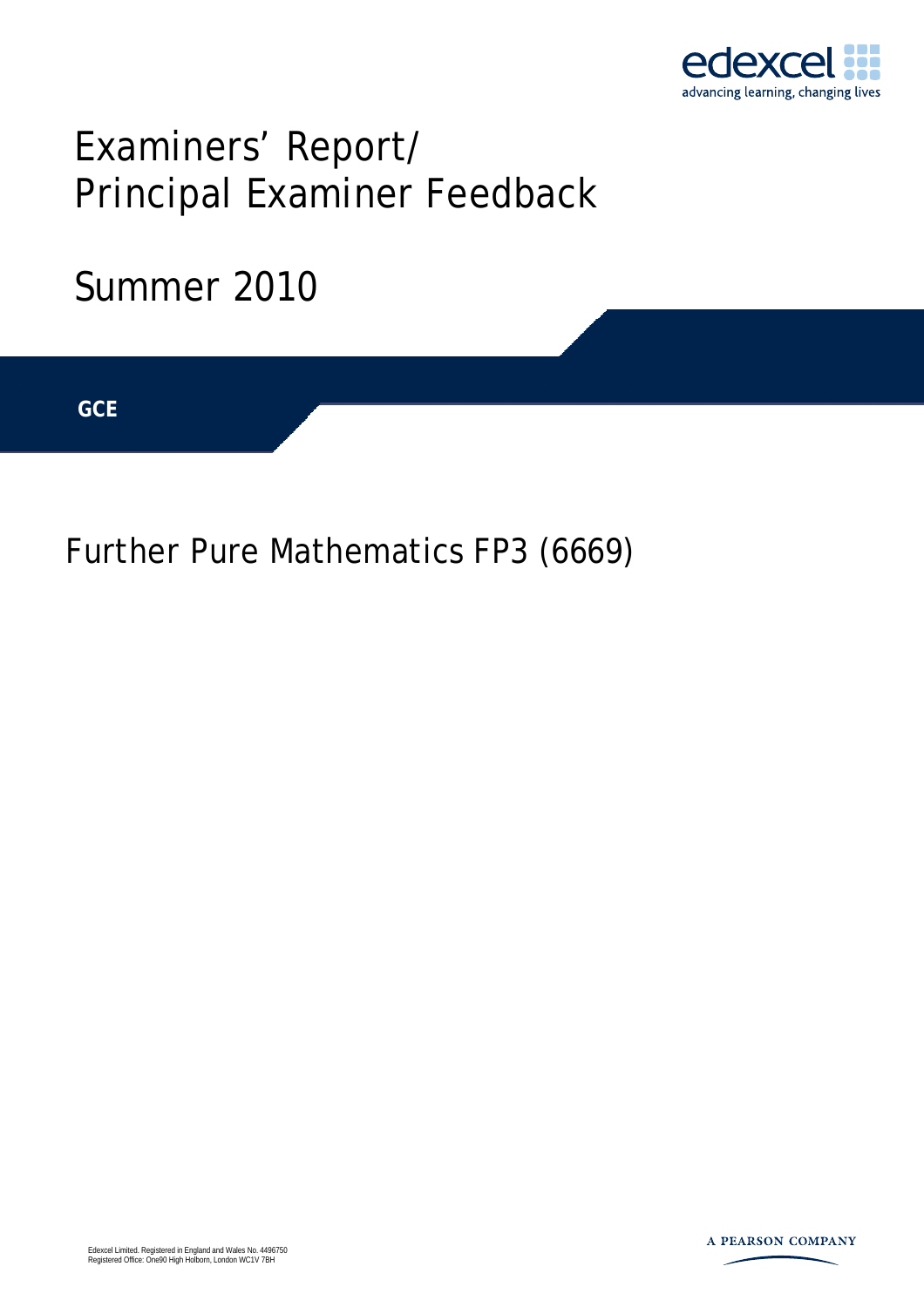edexcel
advancing learning, changing lives

# Examiners' Report/ Principal Examiner Feedback

## Summer 2010

**GCE**

## Further Pure Mathematics FP3 (6669)

Edexcel Limited. Registered in England and Wales No. 4496750
Registered Office: One90 High Holborn, London WC1V 7BH

A PEARSON COMPANY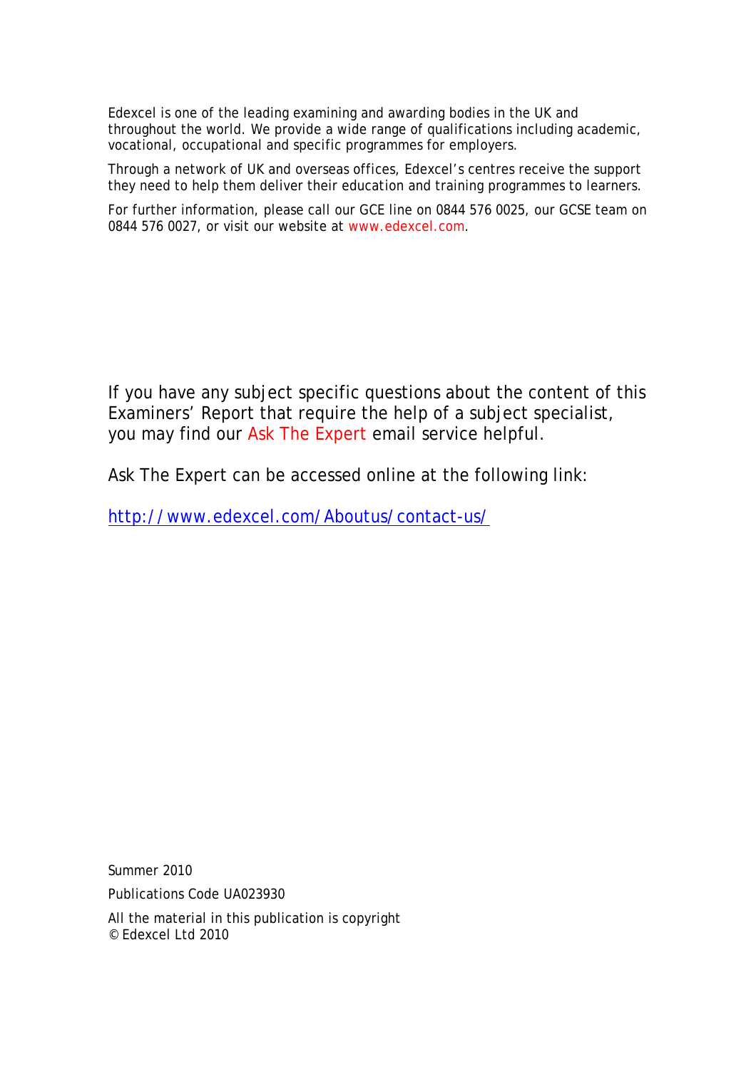Edexcel is one of the leading examining and awarding bodies in the UK and throughout the world. We provide a wide range of qualifications including academic, vocational, occupational and specific programmes for employers.

Through a network of UK and overseas offices, Edexcel's centres receive the support they need to help them deliver their education and training programmes to learners.

For further information, please call our GCE line on 0844 576 0025, our GCSE team on 0844 576 0027, or visit our website at www.edexcel.com.

If you have any subject specific questions about the content of this Examiners' Report that require the help of a subject specialist, you may find our Ask The Expert email service helpful.

Ask The Expert can be accessed online at the following link:

http://www.edexcel.com/Aboutus/contact-us/

Summer 2010

Publications Code UA023930

All the material in this publication is copyright
© Edexcel Ltd 2010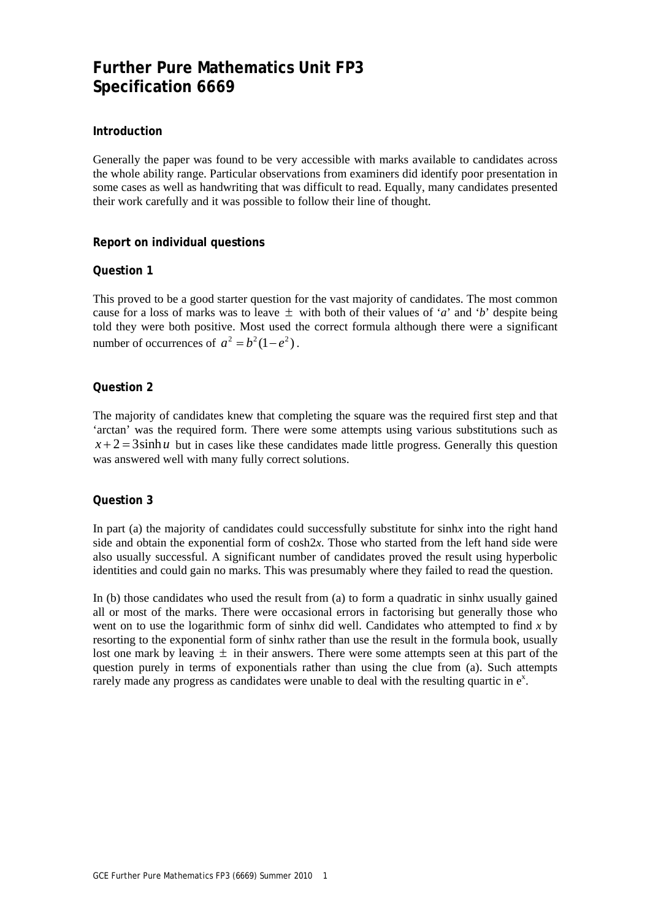# Further Pure Mathematics Unit FP3
# Specification 6669

### Introduction

Generally the paper was found to be very accessible with marks available to candidates across the whole ability range. Particular observations from examiners did identify poor presentation in some cases as well as handwriting that was difficult to read. Equally, many candidates presented their work carefully and it was possible to follow their line of thought.

### Report on individual questions

### Question 1

This proved to be a good starter question for the vast majority of candidates. The most common cause for a loss of marks was to leave $\pm$ with both of their values of '$a$' and '$b$' despite being told they were both positive. Most used the correct formula although there were a significant number of occurrences of $a^2 = b^2(1-e^2)$.

### Question 2

The majority of candidates knew that completing the square was the required first step and that 'arctan' was the required form. There were some attempts using various substitutions such as $x+2 = 3\sinh u$ but in cases like these candidates made little progress. Generally this question was answered well with many fully correct solutions.

### Question 3

In part (a) the majority of candidates could successfully substitute for sinh$x$ into the right hand side and obtain the exponential form of cosh2$x$. Those who started from the left hand side were also usually successful. A significant number of candidates proved the result using hyperbolic identities and could gain no marks. This was presumably where they failed to read the question.

In (b) those candidates who used the result from (a) to form a quadratic in sinh$x$ usually gained all or most of the marks. There were occasional errors in factorising but generally those who went on to use the logarithmic form of sinh$x$ did well. Candidates who attempted to find $x$ by resorting to the exponential form of sinh$x$ rather than use the result in the formula book, usually lost one mark by leaving $\pm$ in their answers. There were some attempts seen at this part of the question purely in terms of exponentials rather than using the clue from (a). Such attempts rarely made any progress as candidates were unable to deal with the resulting quartic in $e^x$.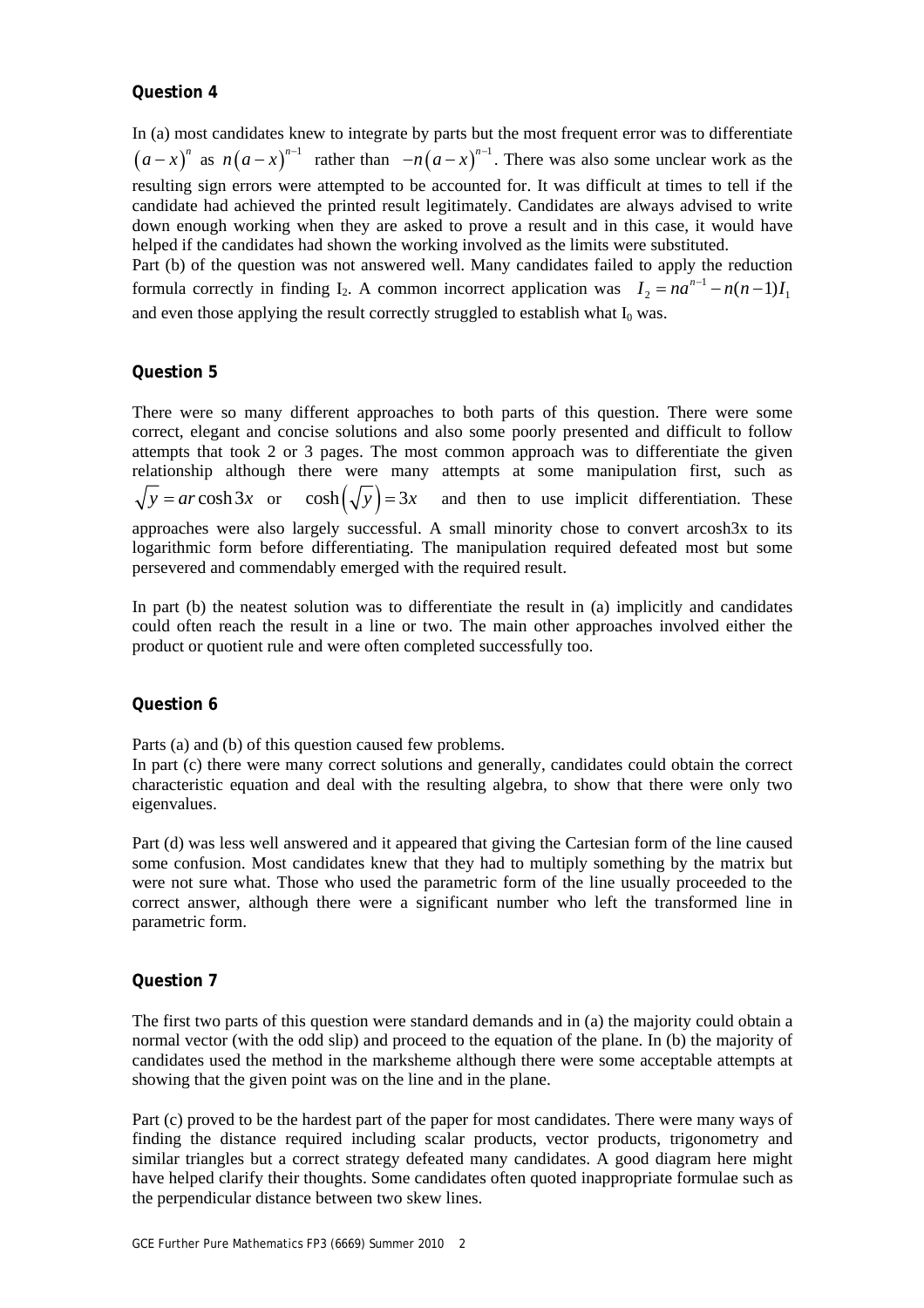### Question 4

In (a) most candidates knew to integrate by parts but the most frequent error was to differentiate $(a-x)^n$ as $n(a-x)^{n-1}$ rather than $-n(a-x)^{n-1}$. There was also some unclear work as the resulting sign errors were attempted to be accounted for. It was difficult at times to tell if the candidate had achieved the printed result legitimately. Candidates are always advised to write down enough working when they are asked to prove a result and in this case, it would have helped if the candidates had shown the working involved as the limits were substituted.

Part (b) of the question was not answered well. Many candidates failed to apply the reduction formula correctly in finding $I_2$. A common incorrect application was $I_2 = na^{n-1} - n(n-1)I_1$ and even those applying the result correctly struggled to establish what $I_0$ was.

### Question 5

There were so many different approaches to both parts of this question. There were some correct, elegant and concise solutions and also some poorly presented and difficult to follow attempts that took 2 or 3 pages. The most common approach was to differentiate the given relationship although there were many attempts at some manipulation first, such as $\sqrt{y} = ar\cosh 3x$ or $\cosh\left(\sqrt{y}\right) = 3x$ and then to use implicit differentiation. These approaches were also largely successful. A small minority chose to convert arcosh3x to its logarithmic form before differentiating. The manipulation required defeated most but some persevered and commendably emerged with the required result.

In part (b) the neatest solution was to differentiate the result in (a) implicitly and candidates could often reach the result in a line or two. The main other approaches involved either the product or quotient rule and were often completed successfully too.

### Question 6

Parts (a) and (b) of this question caused few problems.

In part (c) there were many correct solutions and generally, candidates could obtain the correct characteristic equation and deal with the resulting algebra, to show that there were only two eigenvalues.

Part (d) was less well answered and it appeared that giving the Cartesian form of the line caused some confusion. Most candidates knew that they had to multiply something by the matrix but were not sure what. Those who used the parametric form of the line usually proceeded to the correct answer, although there were a significant number who left the transformed line in parametric form.

### Question 7

The first two parts of this question were standard demands and in (a) the majority could obtain a normal vector (with the odd slip) and proceed to the equation of the plane. In (b) the majority of candidates used the method in the marksheme although there were some acceptable attempts at showing that the given point was on the line and in the plane.

Part (c) proved to be the hardest part of the paper for most candidates. There were many ways of finding the distance required including scalar products, vector products, trigonometry and similar triangles but a correct strategy defeated many candidates. A good diagram here might have helped clarify their thoughts. Some candidates often quoted inappropriate formulae such as the perpendicular distance between two skew lines.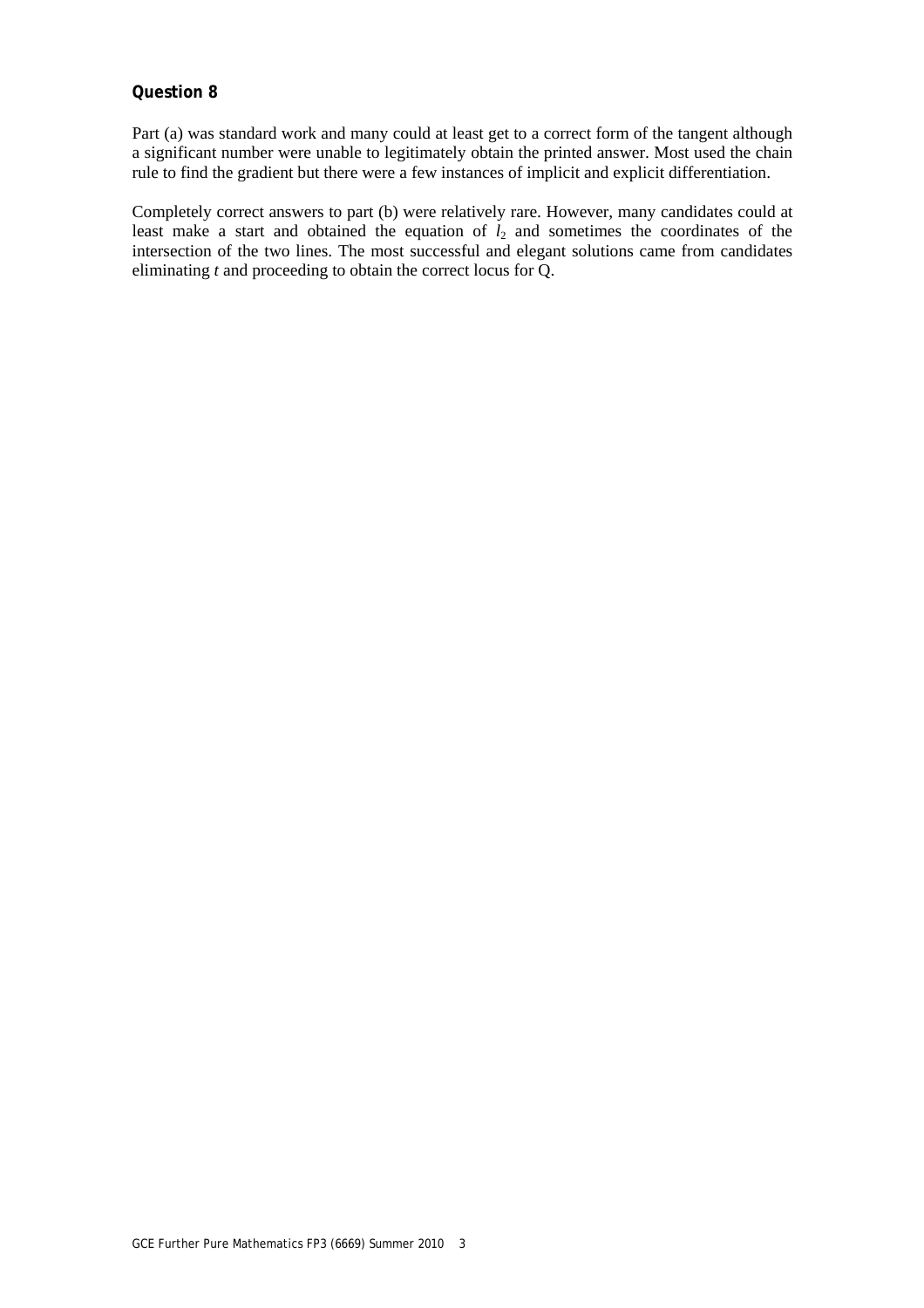**Question 8**

Part (a) was standard work and many could at least get to a correct form of the tangent although a significant number were unable to legitimately obtain the printed answer. Most used the chain rule to find the gradient but there were a few instances of implicit and explicit differentiation.

Completely correct answers to part (b) were relatively rare. However, many candidates could at least make a start and obtained the equation of $l_2$ and sometimes the coordinates of the intersection of the two lines. The most successful and elegant solutions came from candidates eliminating $t$ and proceeding to obtain the correct locus for Q.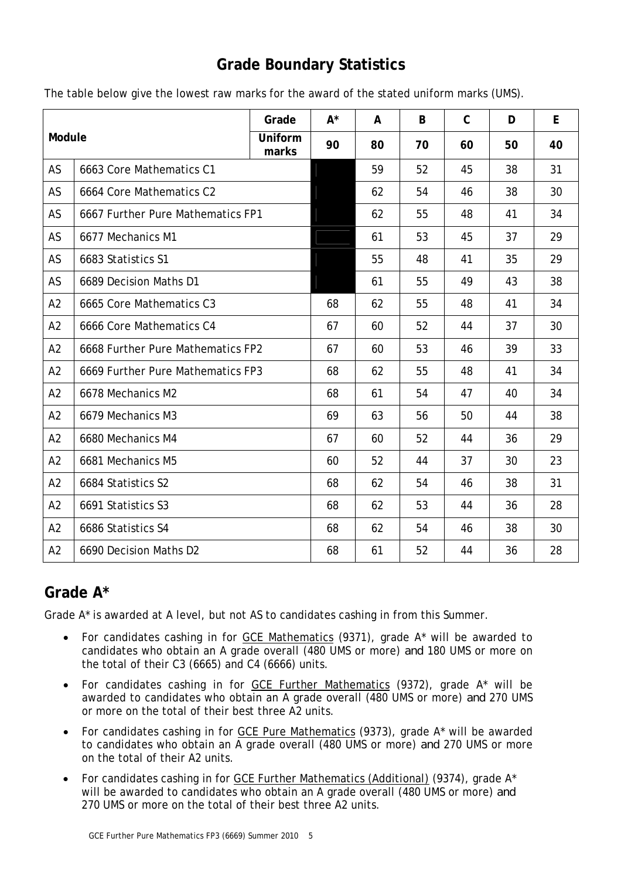## Grade Boundary Statistics

The table below give the lowest raw marks for the award of the stated uniform marks (UMS).

| Module | | Grade | A* | A | B | C | D | E |
|---|---|---|---|---|---|---|---|---|
| | | Uniform marks | 90 | 80 | 70 | 60 | 50 | 40 |
| AS | 6663 Core Mathematics C1 | | | 59 | 52 | 45 | 38 | 31 |
| AS | 6664 Core Mathematics C2 | | | 62 | 54 | 46 | 38 | 30 |
| AS | 6667 Further Pure Mathematics FP1 | | | 62 | 55 | 48 | 41 | 34 |
| AS | 6677 Mechanics M1 | | | 61 | 53 | 45 | 37 | 29 |
| AS | 6683 Statistics S1 | | | 55 | 48 | 41 | 35 | 29 |
| AS | 6689 Decision Maths D1 | | | 61 | 55 | 49 | 43 | 38 |
| A2 | 6665 Core Mathematics C3 | | 68 | 62 | 55 | 48 | 41 | 34 |
| A2 | 6666 Core Mathematics C4 | | 67 | 60 | 52 | 44 | 37 | 30 |
| A2 | 6668 Further Pure Mathematics FP2 | | 67 | 60 | 53 | 46 | 39 | 33 |
| A2 | 6669 Further Pure Mathematics FP3 | | 68 | 62 | 55 | 48 | 41 | 34 |
| A2 | 6678 Mechanics M2 | | 68 | 61 | 54 | 47 | 40 | 34 |
| A2 | 6679 Mechanics M3 | | 69 | 63 | 56 | 50 | 44 | 38 |
| A2 | 6680 Mechanics M4 | | 67 | 60 | 52 | 44 | 36 | 29 |
| A2 | 6681 Mechanics M5 | | 60 | 52 | 44 | 37 | 30 | 23 |
| A2 | 6684 Statistics S2 | | 68 | 62 | 54 | 46 | 38 | 31 |
| A2 | 6691 Statistics S3 | | 68 | 62 | 53 | 44 | 36 | 28 |
| A2 | 6686 Statistics S4 | | 68 | 62 | 54 | 46 | 38 | 30 |
| A2 | 6690 Decision Maths D2 | | 68 | 61 | 52 | 44 | 36 | 28 |

## Grade A*

Grade A* is awarded at A level, but not AS to candidates cashing in from this Summer.

- For candidates cashing in for GCE Mathematics (9371), grade A* will be awarded to candidates who obtain an A grade overall (480 UMS or more) and 180 UMS or more on the total of their C3 (6665) and C4 (6666) units.
- For candidates cashing in for GCE Further Mathematics (9372), grade A* will be awarded to candidates who obtain an A grade overall (480 UMS or more) and 270 UMS or more on the total of their best three A2 units.
- For candidates cashing in for GCE Pure Mathematics (9373), grade A* will be awarded to candidates who obtain an A grade overall (480 UMS or more) and 270 UMS or more on the total of their A2 units.
- For candidates cashing in for GCE Further Mathematics (Additional) (9374), grade A* will be awarded to candidates who obtain an A grade overall (480 UMS or more) and 270 UMS or more on the total of their best three A2 units.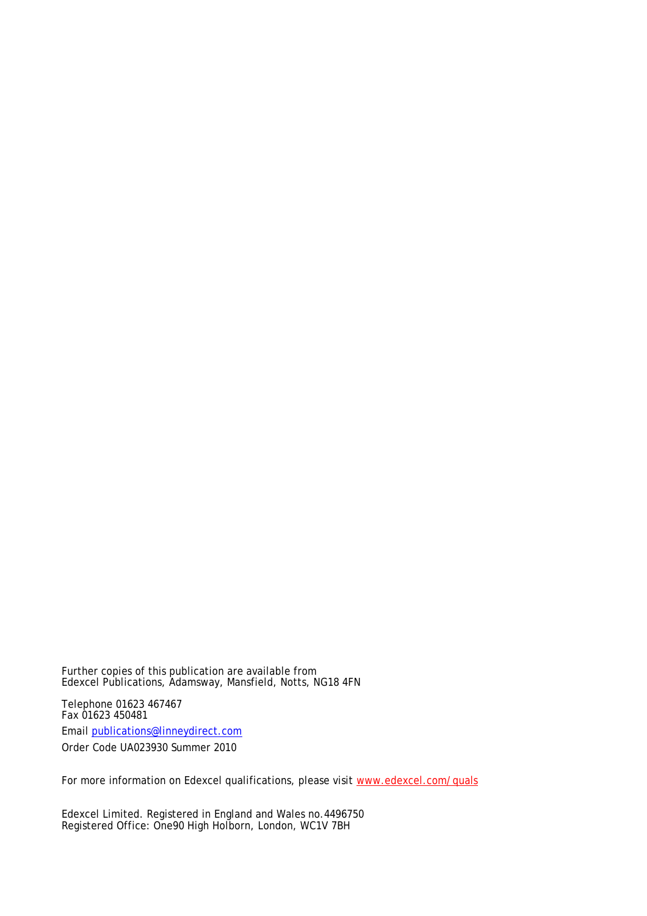Further copies of this publication are available from
Edexcel Publications, Adamsway, Mansfield, Notts, NG18 4FN

Telephone 01623 467467
Fax 01623 450481

Email publications@linneydirect.com

Order Code UA023930 Summer 2010

For more information on Edexcel qualifications, please visit www.edexcel.com/quals

Edexcel Limited. Registered in England and Wales no.4496750
Registered Office: One90 High Holborn, London, WC1V 7BH